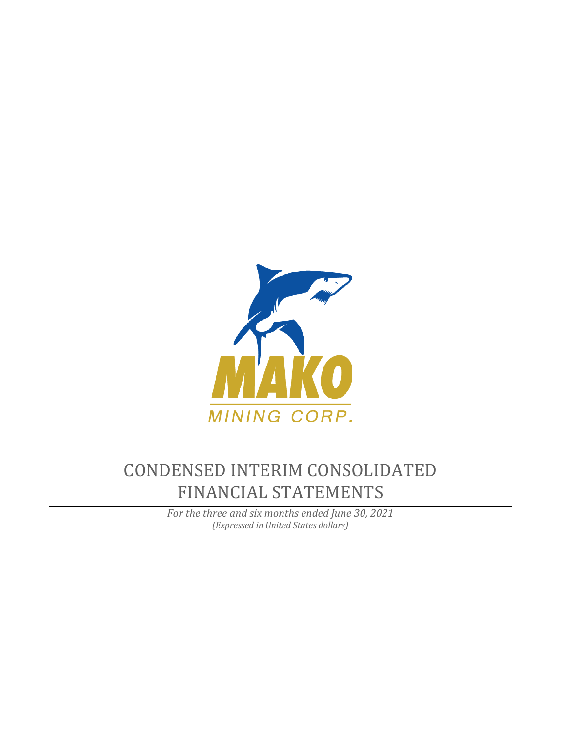MAKO

MINING CORP.

# CONDENSED INTERIM CONSOLIDATED FINANCIAL STATEMENTS

*For the three and six months ended June 30, 2021*
*(Expressed in United States dollars)*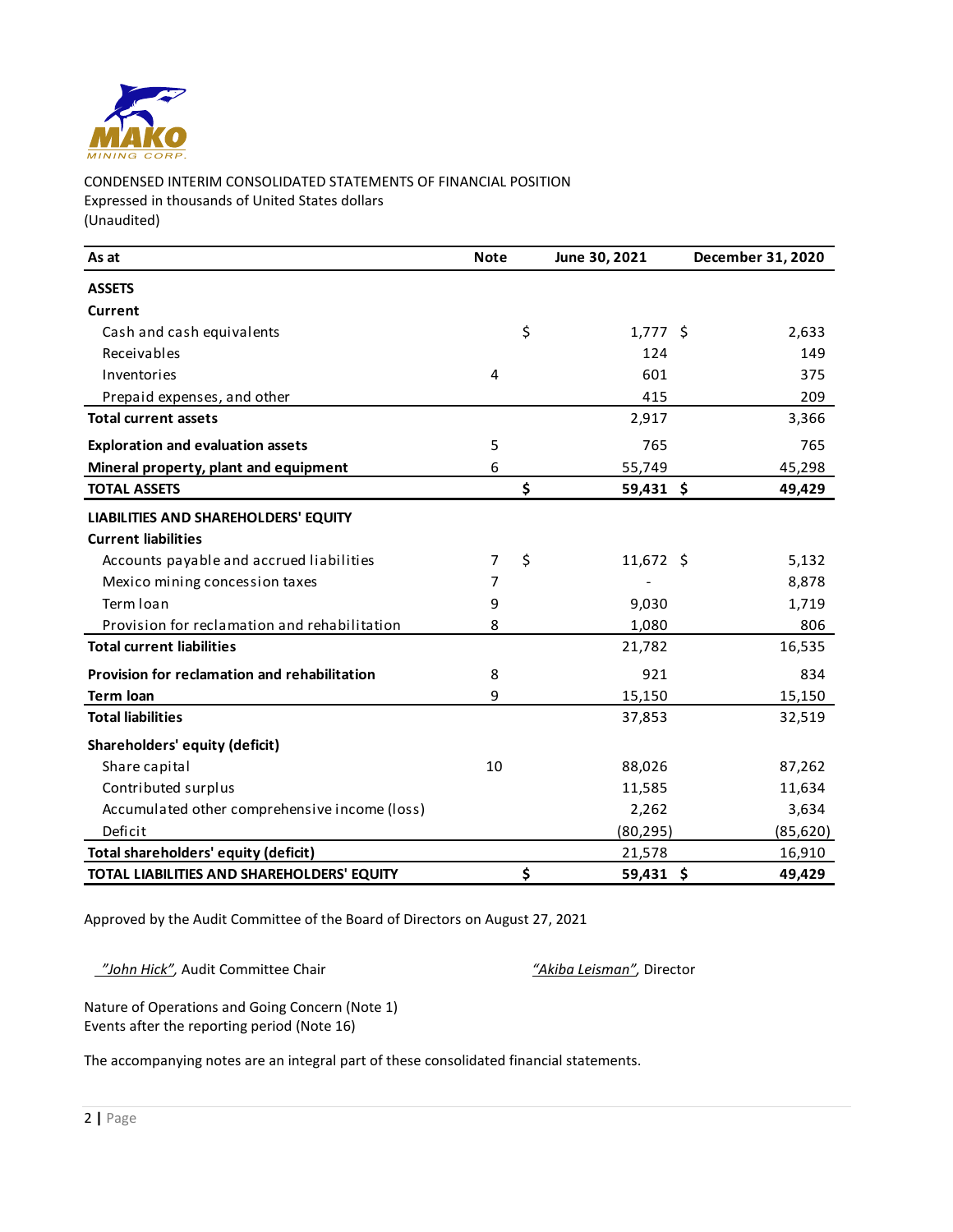MAKO MINING CORP.

CONDENSED INTERIM CONSOLIDATED STATEMENTS OF FINANCIAL POSITION
Expressed in thousands of United States dollars
(Unaudited)

| As at | Note | June 30, 2021 | December 31, 2020 |
|---|---|---|---|
| **ASSETS** | | | |
| **Current** | | | |
| Cash and cash equivalents | | $ 1,777 | $ 2,633 |
| Receivables | | 124 | 149 |
| Inventories | 4 | 601 | 375 |
| Prepaid expenses, and other | | 415 | 209 |
| **Total current assets** | | 2,917 | 3,366 |
| **Exploration and evaluation assets** | 5 | 765 | 765 |
| **Mineral property, plant and equipment** | 6 | 55,749 | 45,298 |
| **TOTAL ASSETS** | | **$ 59,431** | **$ 49,429** |
| **LIABILITIES AND SHAREHOLDERS' EQUITY** | | | |
| **Current liabilities** | | | |
| Accounts payable and accrued liabilities | 7 | $ 11,672 | $ 5,132 |
| Mexico mining concession taxes | 7 | - | 8,878 |
| Term loan | 9 | 9,030 | 1,719 |
| Provision for reclamation and rehabilitation | 8 | 1,080 | 806 |
| **Total current liabilities** | | 21,782 | 16,535 |
| **Provision for reclamation and rehabilitation** | 8 | 921 | 834 |
| **Term loan** | 9 | 15,150 | 15,150 |
| **Total liabilities** | | 37,853 | 32,519 |
| **Shareholders' equity (deficit)** | | | |
| Share capital | 10 | 88,026 | 87,262 |
| Contributed surplus | | 11,585 | 11,634 |
| Accumulated other comprehensive income (loss) | | 2,262 | 3,634 |
| Deficit | | (80,295) | (85,620) |
| **Total shareholders' equity (deficit)** | | 21,578 | 16,910 |
| **TOTAL LIABILITIES AND SHAREHOLDERS' EQUITY** | | **$ 59,431** | **$ 49,429** |

Approved by the Audit Committee of the Board of Directors on August 27, 2021

*"John Hick"*, Audit Committee Chair                *"Akiba Leisman"*, Director

Nature of Operations and Going Concern (Note 1)
Events after the reporting period (Note 16)

The accompanying notes are an integral part of these consolidated financial statements.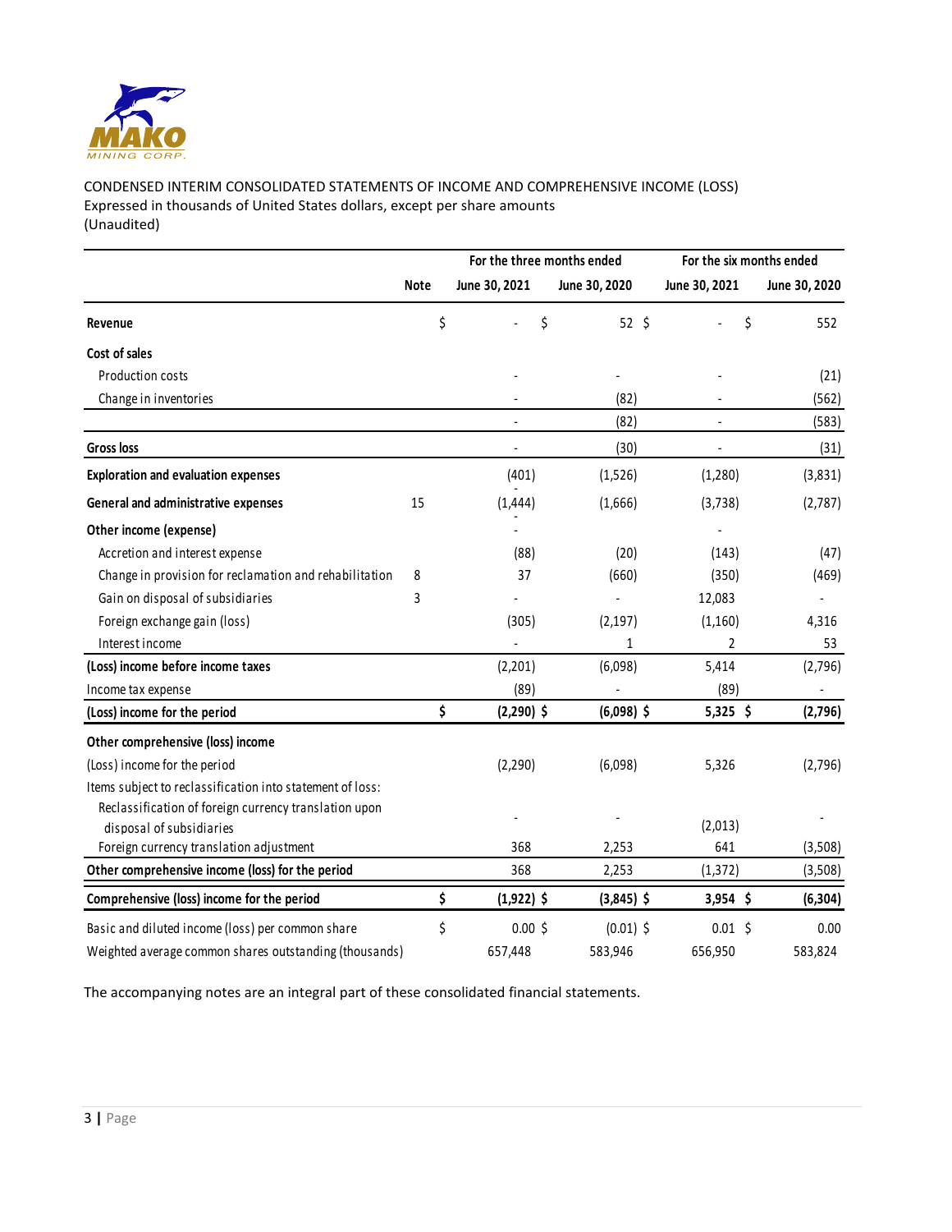MAKO MINING CORP.

CONDENSED INTERIM CONSOLIDATED STATEMENTS OF INCOME AND COMPREHENSIVE INCOME (LOSS)
Expressed in thousands of United States dollars, except per share amounts
(Unaudited)

| | | For the three months ended | | For the six months ended | |
|---|---|---|---|---|---|
| | Note | June 30, 2021 | June 30, 2020 | June 30, 2021 | June 30, 2020 |
| **Revenue** | | $ - | $ 52 | $ - | $ 552 |
| **Cost of sales** | | | | | |
| Production costs | | - | - | - | (21) |
| Change in inventories | | - | (82) | - | (562) |
| | | - | (82) | - | (583) |
| **Gross loss** | | - | (30) | - | (31) |
| **Exploration and evaluation expenses** | | (401) | (1,526) | (1,280) | (3,831) |
| **General and administrative expenses** | 15 | (1,444) | (1,666) | (3,738) | (2,787) |
| **Other income (expense)** | | - | | - | |
| Accretion and interest expense | | (88) | (20) | (143) | (47) |
| Change in provision for reclamation and rehabilitation | 8 | 37 | (660) | (350) | (469) |
| Gain on disposal of subsidiaries | 3 | - | - | 12,083 | - |
| Foreign exchange gain (loss) | | (305) | (2,197) | (1,160) | 4,316 |
| Interest income | | - | 1 | 2 | 53 |
| **(Loss) income before income taxes** | | (2,201) | (6,098) | 5,414 | (2,796) |
| Income tax expense | | (89) | - | (89) | - |
| **(Loss) income for the period** | | **$ (2,290)** | **$ (6,098)** | **$ 5,325** | **$ (2,796)** |
| **Other comprehensive (loss) income** | | | | | |
| (Loss) income for the period | | (2,290) | (6,098) | 5,326 | (2,796) |
| Items subject to reclassification into statement of loss: | | | | | |
| Reclassification of foreign currency translation upon disposal of subsidiaries | | - | - | (2,013) | - |
| Foreign currency translation adjustment | | 368 | 2,253 | 641 | (3,508) |
| **Other comprehensive income (loss) for the period** | | 368 | 2,253 | (1,372) | (3,508) |
| **Comprehensive (loss) income for the period** | | **$ (1,922)** | **$ (3,845)** | **$ 3,954** | **$ (6,304)** |
| Basic and diluted income (loss) per common share | | $ 0.00 | $ (0.01) | $ 0.01 | $ 0.00 |
| Weighted average common shares outstanding (thousands) | | 657,448 | 583,946 | 656,950 | 583,824 |

The accompanying notes are an integral part of these consolidated financial statements.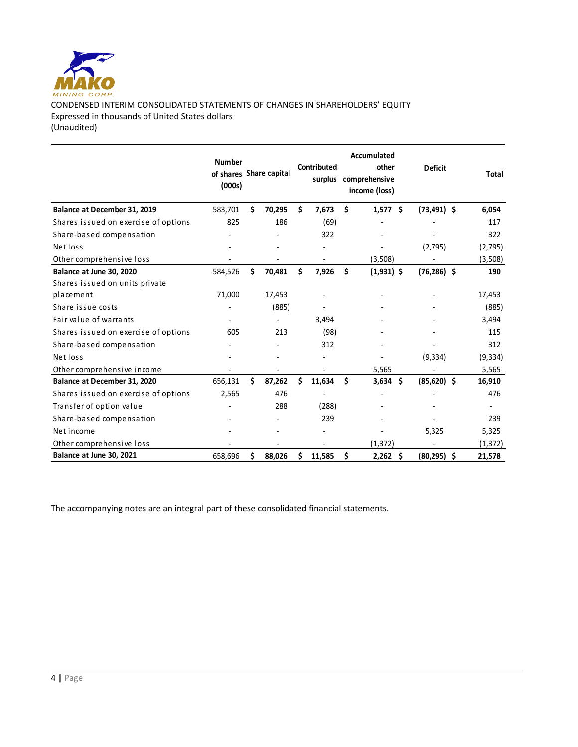MAKO MINING CORP.

CONDENSED INTERIM CONSOLIDATED STATEMENTS OF CHANGES IN SHAREHOLDERS' EQUITY
Expressed in thousands of United States dollars
(Unaudited)

| | Number of shares (000s) | Share capital | Contributed surplus | Accumulated other comprehensive income (loss) | Deficit | Total |
|---|---|---|---|---|---|---|
| **Balance at December 31, 2019** | 583,701 | **$ 70,295** | **$ 7,673** | **$ 1,577** | **$ (73,491)** | **$ 6,054** |
| Shares issued on exercise of options | 825 | 186 | (69) | - | - | 117 |
| Share-based compensation | - | - | 322 | - | - | 322 |
| Net loss | - | - | - | - | (2,795) | (2,795) |
| Other comprehensive loss | - | - | - | (3,508) | - | (3,508) |
| **Balance at June 30, 2020** | 584,526 | **$ 70,481** | **$ 7,926** | **$ (1,931)** | **$ (76,286)** | **$ 190** |
| Shares issued on units private placement | 71,000 | 17,453 | - | - | - | 17,453 |
| Share issue costs | - | (885) | - | - | - | (885) |
| Fair value of warrants | - | - | 3,494 | - | - | 3,494 |
| Shares issued on exercise of options | 605 | 213 | (98) | - | - | 115 |
| Share-based compensation | - | - | 312 | - | - | 312 |
| Net loss | - | - | - | - | (9,334) | (9,334) |
| Other comprehensive income | - | - | - | 5,565 | - | 5,565 |
| **Balance at December 31, 2020** | 656,131 | **$ 87,262** | **$ 11,634** | **$ 3,634** | **$ (85,620)** | **$ 16,910** |
| Shares issued on exercise of options | 2,565 | 476 | - | - | - | 476 |
| Transfer of option value | - | 288 | (288) | - | - | - |
| Share-based compensation | - | - | 239 | - | - | 239 |
| Net income | - | - | - | - | 5,325 | 5,325 |
| Other comprehensive loss | - | - | - | (1,372) | - | (1,372) |
| **Balance at June 30, 2021** | 658,696 | **$ 88,026** | **$ 11,585** | **$ 2,262** | **$ (80,295)** | **$ 21,578** |

The accompanying notes are an integral part of these consolidated financial statements.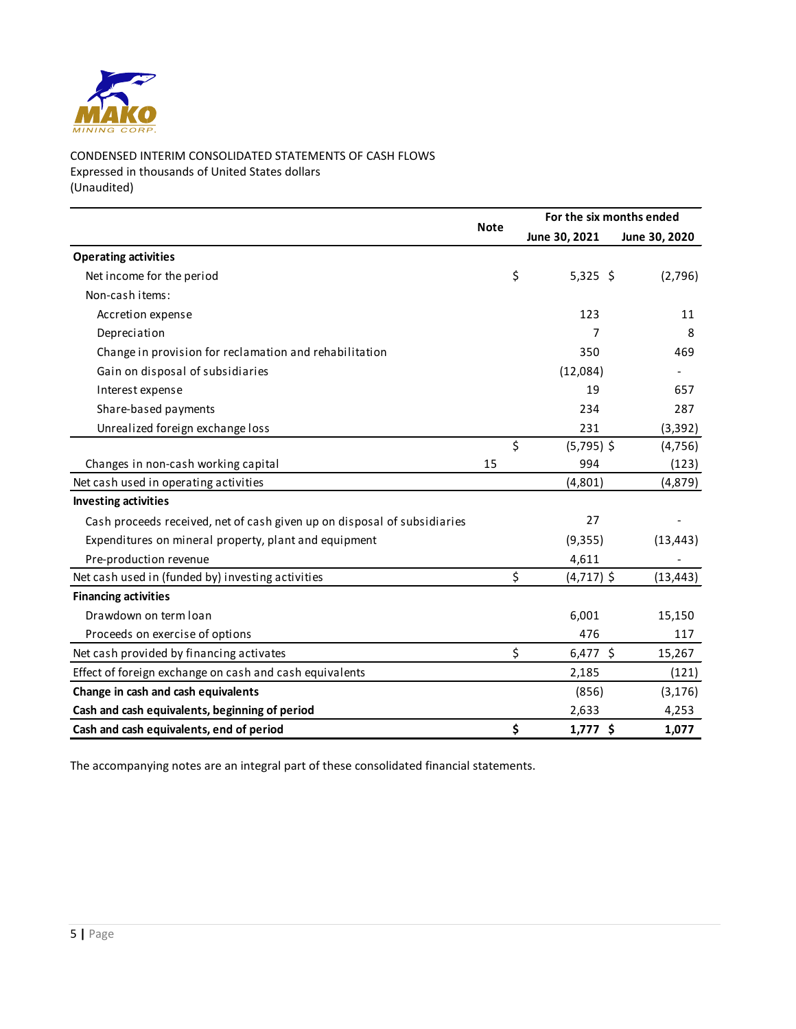MAKO MINING CORP.

CONDENSED INTERIM CONSOLIDATED STATEMENTS OF CASH FLOWS
Expressed in thousands of United States dollars
(Unaudited)

| | Note | For the six months ended June 30, 2021 | For the six months ended June 30, 2020 |
|---|---|---|---|
| **Operating activities** | | | |
| Net income for the period | | $ 5,325 | $ (2,796) |
| Non-cash items: | | | |
| Accretion expense | | 123 | 11 |
| Depreciation | | 7 | 8 |
| Change in provision for reclamation and rehabilitation | | 350 | 469 |
| Gain on disposal of subsidiaries | | (12,084) | - |
| Interest expense | | 19 | 657 |
| Share-based payments | | 234 | 287 |
| Unrealized foreign exchange loss | | 231 | (3,392) |
| | | $ (5,795) | $ (4,756) |
| Changes in non-cash working capital | 15 | 994 | (123) |
| Net cash used in operating activities | | (4,801) | (4,879) |
| **Investing activities** | | | |
| Cash proceeds received, net of cash given up on disposal of subsidiaries | | 27 | - |
| Expenditures on mineral property, plant and equipment | | (9,355) | (13,443) |
| Pre-production revenue | | 4,611 | - |
| Net cash used in (funded by) investing activities | | $ (4,717) | $ (13,443) |
| **Financing activities** | | | |
| Drawdown on term loan | | 6,001 | 15,150 |
| Proceeds on exercise of options | | 476 | 117 |
| Net cash provided by financing activates | | $ 6,477 | $ 15,267 |
| Effect of foreign exchange on cash and cash equivalents | | 2,185 | (121) |
| **Change in cash and cash equivalents** | | (856) | (3,176) |
| **Cash and cash equivalents, beginning of period** | | 2,633 | 4,253 |
| **Cash and cash equivalents, end of period** | | **$ 1,777** | **$ 1,077** |

The accompanying notes are an integral part of these consolidated financial statements.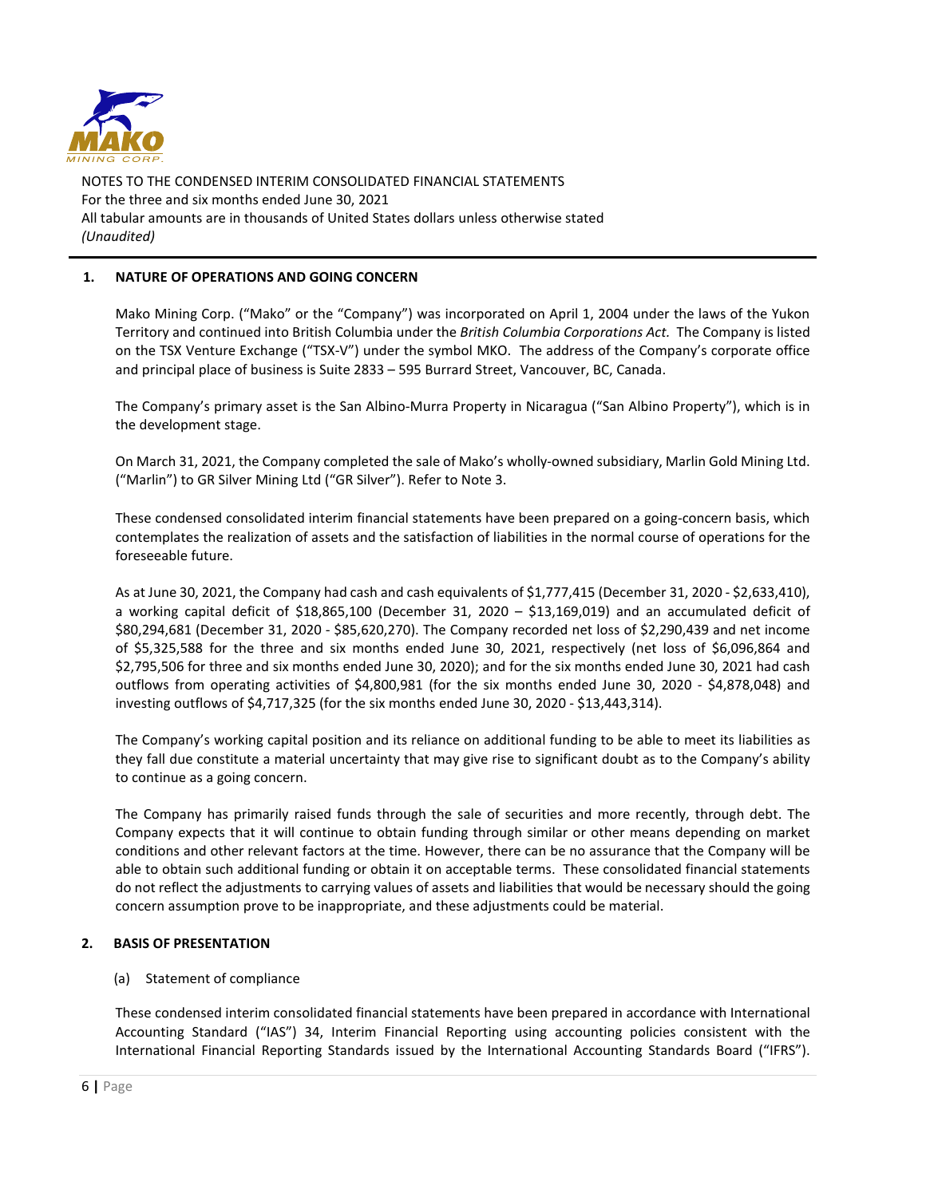NOTES TO THE CONDENSED INTERIM CONSOLIDATED FINANCIAL STATEMENTS
For the three and six months ended June 30, 2021
All tabular amounts are in thousands of United States dollars unless otherwise stated
*(Unaudited)*

## 1. NATURE OF OPERATIONS AND GOING CONCERN

Mako Mining Corp. ("Mako" or the "Company") was incorporated on April 1, 2004 under the laws of the Yukon Territory and continued into British Columbia under the *British Columbia Corporations Act.* The Company is listed on the TSX Venture Exchange ("TSX-V") under the symbol MKO. The address of the Company's corporate office and principal place of business is Suite 2833 – 595 Burrard Street, Vancouver, BC, Canada.

The Company's primary asset is the San Albino-Murra Property in Nicaragua ("San Albino Property"), which is in the development stage.

On March 31, 2021, the Company completed the sale of Mako's wholly-owned subsidiary, Marlin Gold Mining Ltd. ("Marlin") to GR Silver Mining Ltd ("GR Silver"). Refer to Note 3.

These condensed consolidated interim financial statements have been prepared on a going-concern basis, which contemplates the realization of assets and the satisfaction of liabilities in the normal course of operations for the foreseeable future.

As at June 30, 2021, the Company had cash and cash equivalents of $1,777,415 (December 31, 2020 - $2,633,410), a working capital deficit of $18,865,100 (December 31, 2020 – $13,169,019) and an accumulated deficit of $80,294,681 (December 31, 2020 - $85,620,270). The Company recorded net loss of $2,290,439 and net income of $5,325,588 for the three and six months ended June 30, 2021, respectively (net loss of $6,096,864 and $2,795,506 for three and six months ended June 30, 2020); and for the six months ended June 30, 2021 had cash outflows from operating activities of $4,800,981 (for the six months ended June 30, 2020 - $4,878,048) and investing outflows of $4,717,325 (for the six months ended June 30, 2020 - $13,443,314).

The Company's working capital position and its reliance on additional funding to be able to meet its liabilities as they fall due constitute a material uncertainty that may give rise to significant doubt as to the Company's ability to continue as a going concern.

The Company has primarily raised funds through the sale of securities and more recently, through debt. The Company expects that it will continue to obtain funding through similar or other means depending on market conditions and other relevant factors at the time. However, there can be no assurance that the Company will be able to obtain such additional funding or obtain it on acceptable terms. These consolidated financial statements do not reflect the adjustments to carrying values of assets and liabilities that would be necessary should the going concern assumption prove to be inappropriate, and these adjustments could be material.

## 2. BASIS OF PRESENTATION

(a) Statement of compliance

These condensed interim consolidated financial statements have been prepared in accordance with International Accounting Standard ("IAS") 34, Interim Financial Reporting using accounting policies consistent with the International Financial Reporting Standards issued by the International Accounting Standards Board ("IFRS").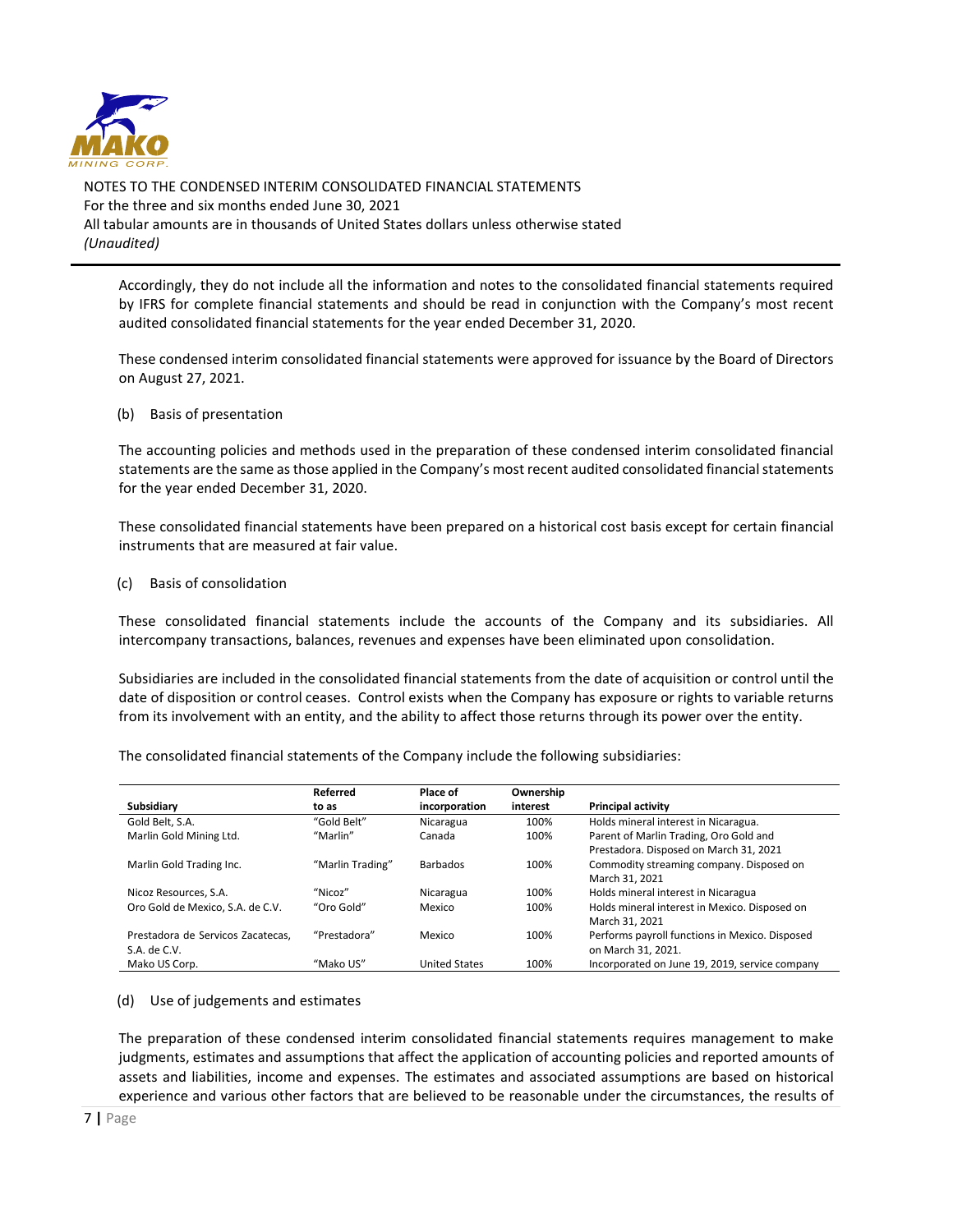Accordingly, they do not include all the information and notes to the consolidated financial statements required by IFRS for complete financial statements and should be read in conjunction with the Company's most recent audited consolidated financial statements for the year ended December 31, 2020.

These condensed interim consolidated financial statements were approved for issuance by the Board of Directors on August 27, 2021.

(b) Basis of presentation

The accounting policies and methods used in the preparation of these condensed interim consolidated financial statements are the same as those applied in the Company's most recent audited consolidated financial statements for the year ended December 31, 2020.

These consolidated financial statements have been prepared on a historical cost basis except for certain financial instruments that are measured at fair value.

(c) Basis of consolidation

These consolidated financial statements include the accounts of the Company and its subsidiaries. All intercompany transactions, balances, revenues and expenses have been eliminated upon consolidation.

Subsidiaries are included in the consolidated financial statements from the date of acquisition or control until the date of disposition or control ceases. Control exists when the Company has exposure or rights to variable returns from its involvement with an entity, and the ability to affect those returns through its power over the entity.

The consolidated financial statements of the Company include the following subsidiaries:

| Subsidiary | Referred to as | Place of incorporation | Ownership interest | Principal activity |
|---|---|---|---|---|
| Gold Belt, S.A. | "Gold Belt" | Nicaragua | 100% | Holds mineral interest in Nicaragua. |
| Marlin Gold Mining Ltd. | "Marlin" | Canada | 100% | Parent of Marlin Trading, Oro Gold and Prestadora. Disposed on March 31, 2021 |
| Marlin Gold Trading Inc. | "Marlin Trading" | Barbados | 100% | Commodity streaming company. Disposed on March 31, 2021 |
| Nicoz Resources, S.A. | "Nicoz" | Nicaragua | 100% | Holds mineral interest in Nicaragua |
| Oro Gold de Mexico, S.A. de C.V. | "Oro Gold" | Mexico | 100% | Holds mineral interest in Mexico. Disposed on March 31, 2021 |
| Prestadora de Servicos Zacatecas, S.A. de C.V. | "Prestadora" | Mexico | 100% | Performs payroll functions in Mexico. Disposed on March 31, 2021. |
| Mako US Corp. | "Mako US" | United States | 100% | Incorporated on June 19, 2019, service company |

(d) Use of judgements and estimates

The preparation of these condensed interim consolidated financial statements requires management to make judgments, estimates and assumptions that affect the application of accounting policies and reported amounts of assets and liabilities, income and expenses. The estimates and associated assumptions are based on historical experience and various other factors that are believed to be reasonable under the circumstances, the results of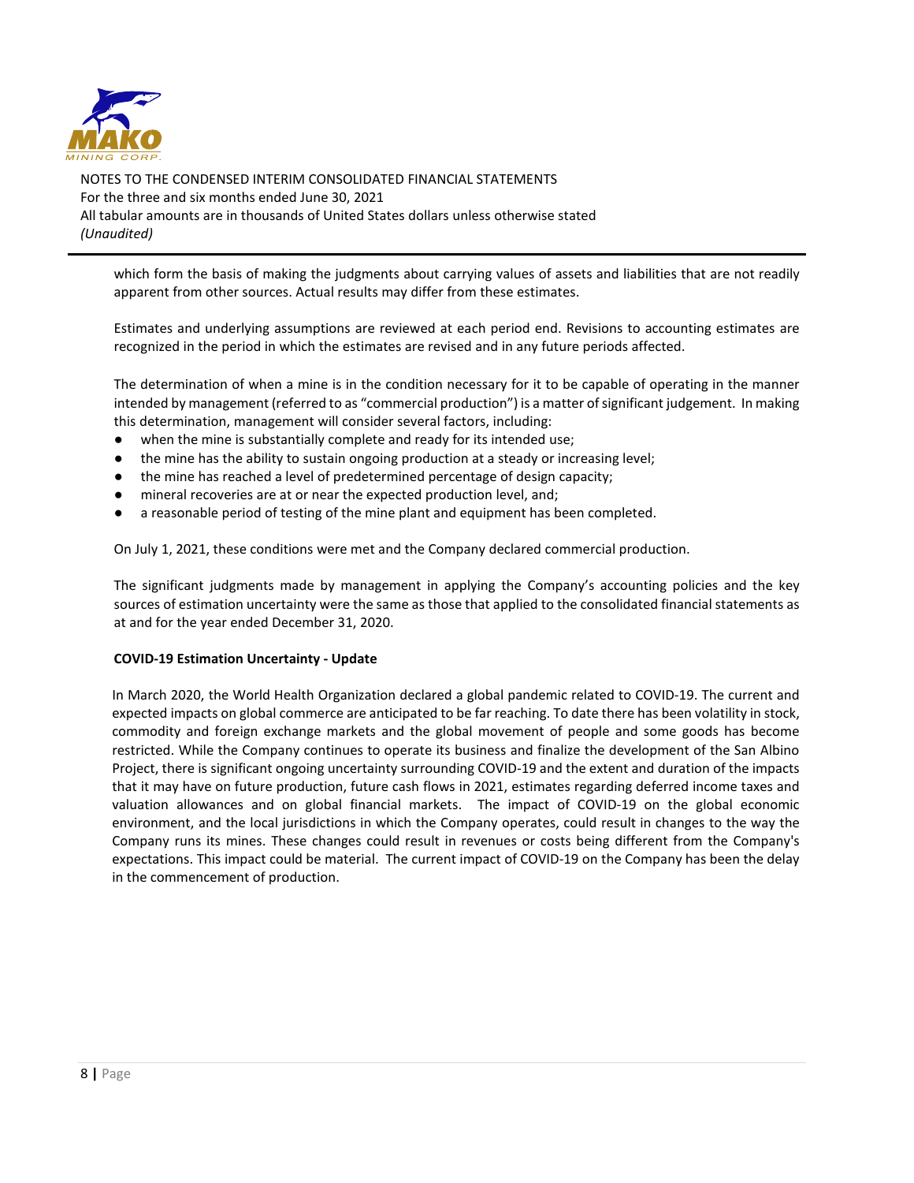which form the basis of making the judgments about carrying values of assets and liabilities that are not readily apparent from other sources. Actual results may differ from these estimates.

Estimates and underlying assumptions are reviewed at each period end. Revisions to accounting estimates are recognized in the period in which the estimates are revised and in any future periods affected.

The determination of when a mine is in the condition necessary for it to be capable of operating in the manner intended by management (referred to as "commercial production") is a matter of significant judgement. In making this determination, management will consider several factors, including:

- when the mine is substantially complete and ready for its intended use;
- the mine has the ability to sustain ongoing production at a steady or increasing level;
- the mine has reached a level of predetermined percentage of design capacity;
- mineral recoveries are at or near the expected production level, and;
- a reasonable period of testing of the mine plant and equipment has been completed.

On July 1, 2021, these conditions were met and the Company declared commercial production.

The significant judgments made by management in applying the Company's accounting policies and the key sources of estimation uncertainty were the same as those that applied to the consolidated financial statements as at and for the year ended December 31, 2020.

**COVID-19 Estimation Uncertainty - Update**

In March 2020, the World Health Organization declared a global pandemic related to COVID-19. The current and expected impacts on global commerce are anticipated to be far reaching. To date there has been volatility in stock, commodity and foreign exchange markets and the global movement of people and some goods has become restricted. While the Company continues to operate its business and finalize the development of the San Albino Project, there is significant ongoing uncertainty surrounding COVID-19 and the extent and duration of the impacts that it may have on future production, future cash flows in 2021, estimates regarding deferred income taxes and valuation allowances and on global financial markets. The impact of COVID-19 on the global economic environment, and the local jurisdictions in which the Company operates, could result in changes to the way the Company runs its mines. These changes could result in revenues or costs being different from the Company's expectations. This impact could be material. The current impact of COVID-19 on the Company has been the delay in the commencement of production.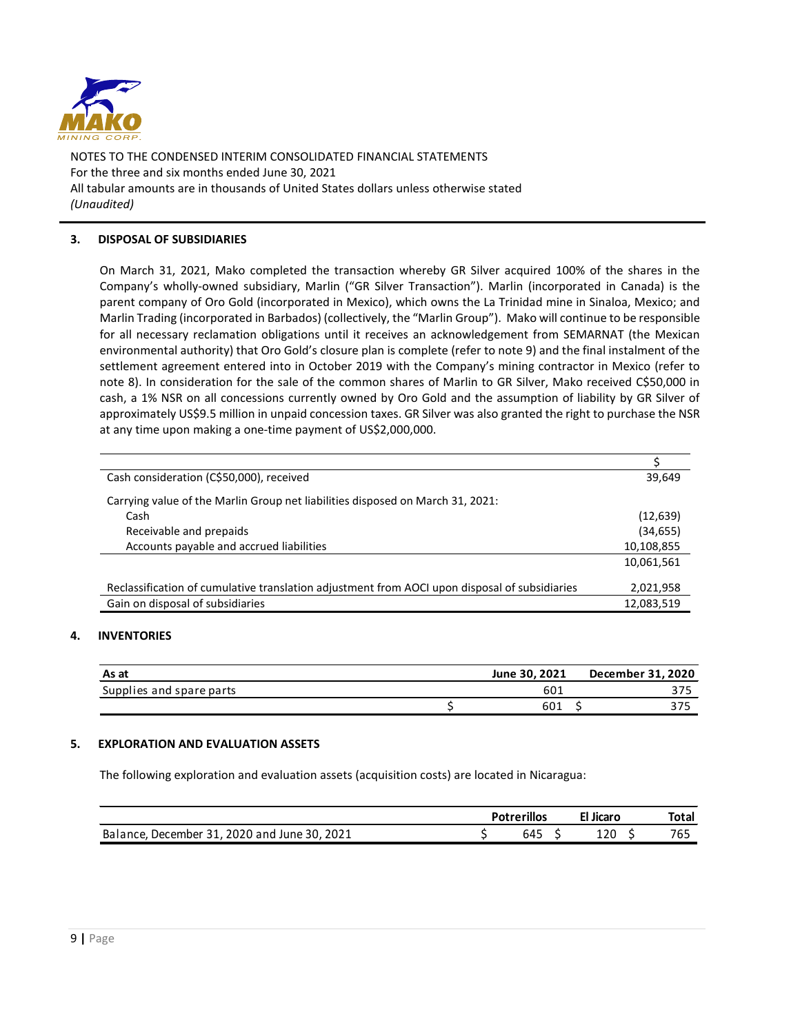## 3. DISPOSAL OF SUBSIDIARIES

On March 31, 2021, Mako completed the transaction whereby GR Silver acquired 100% of the shares in the Company's wholly-owned subsidiary, Marlin ("GR Silver Transaction"). Marlin (incorporated in Canada) is the parent company of Oro Gold (incorporated in Mexico), which owns the La Trinidad mine in Sinaloa, Mexico; and Marlin Trading (incorporated in Barbados) (collectively, the "Marlin Group"). Mako will continue to be responsible for all necessary reclamation obligations until it receives an acknowledgement from SEMARNAT (the Mexican environmental authority) that Oro Gold's closure plan is complete (refer to note 9) and the final instalment of the settlement agreement entered into in October 2019 with the Company's mining contractor in Mexico (refer to note 8). In consideration for the sale of the common shares of Marlin to GR Silver, Mako received C$50,000 in cash, a 1% NSR on all concessions currently owned by Oro Gold and the assumption of liability by GR Silver of approximately US$9.5 million in unpaid concession taxes. GR Silver was also granted the right to purchase the NSR at any time upon making a one-time payment of US$2,000,000.

| | $ |
|---|---|
| Cash consideration (C$50,000), received | 39,649 |
| Carrying value of the Marlin Group net liabilities disposed on March 31, 2021: | |
| Cash | (12,639) |
| Receivable and prepaids | (34,655) |
| Accounts payable and accrued liabilities | 10,108,855 |
| | 10,061,561 |
| Reclassification of cumulative translation adjustment from AOCI upon disposal of subsidiaries | 2,021,958 |
| Gain on disposal of subsidiaries | 12,083,519 |

## 4. INVENTORIES

| As at | June 30, 2021 | December 31, 2020 |
|---|---|---|
| Supplies and spare parts | 601 | 375 |
| | $ 601 | $ 375 |

## 5. EXPLORATION AND EVALUATION ASSETS

The following exploration and evaluation assets (acquisition costs) are located in Nicaragua:

| | Potrerillos | El Jicaro | Total |
|---|---|---|---|
| Balance, December 31, 2020 and June 30, 2021 | $ 645 | $ 120 | $ 765 |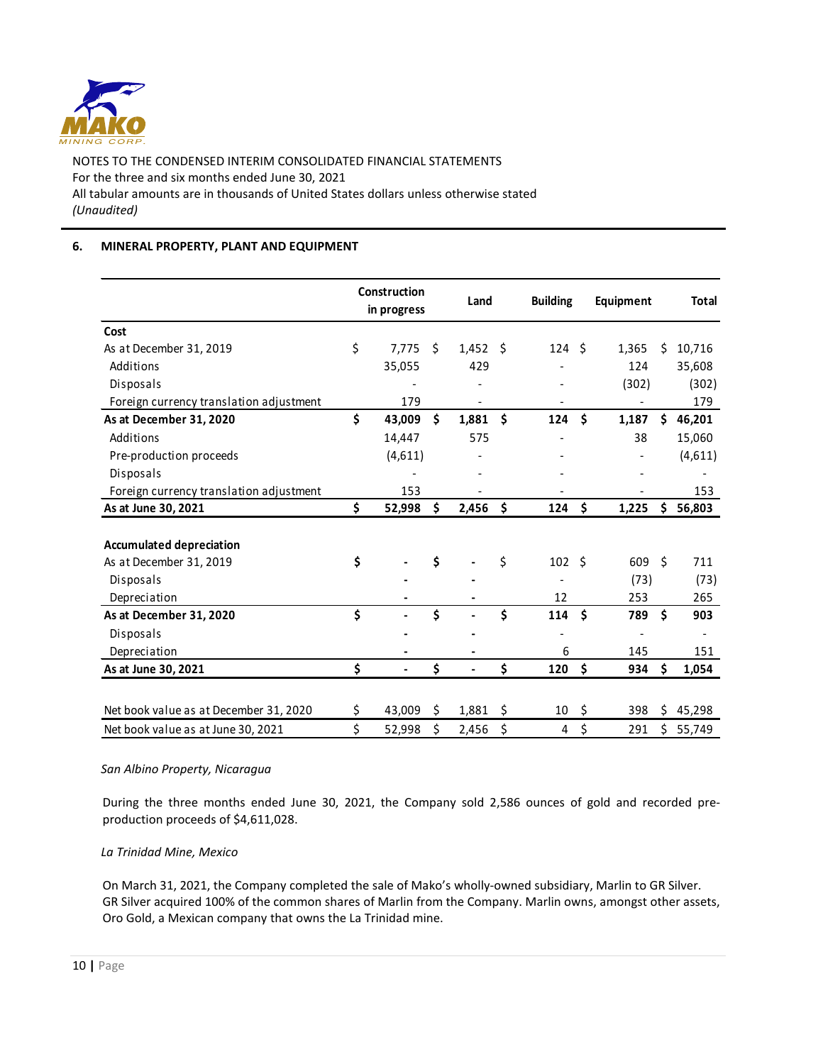NOTES TO THE CONDENSED INTERIM CONSOLIDATED FINANCIAL STATEMENTS
For the three and six months ended June 30, 2021
All tabular amounts are in thousands of United States dollars unless otherwise stated
*(Unaudited)*

## 6. MINERAL PROPERTY, PLANT AND EQUIPMENT

| | Construction in progress | Land | Building | Equipment | Total |
|---|---|---|---|---|---|
| **Cost** | | | | | |
| As at December 31, 2019 | $ 7,775 | $ 1,452 | $ 124 | $ 1,365 | $ 10,716 |
| Additions | 35,055 | 429 | - | 124 | 35,608 |
| Disposals | - | - | - | (302) | (302) |
| Foreign currency translation adjustment | 179 | - | - | - | 179 |
| **As at December 31, 2020** | **$ 43,009** | **$ 1,881** | **$ 124** | **$ 1,187** | **$ 46,201** |
| Additions | 14,447 | 575 | - | 38 | 15,060 |
| Pre-production proceeds | (4,611) | - | - | - | (4,611) |
| Disposals | - | - | - | - | - |
| Foreign currency translation adjustment | 153 | - | - | - | 153 |
| **As at June 30, 2021** | **$ 52,998** | **$ 2,456** | **$ 124** | **$ 1,225** | **$ 56,803** |
| | | | | | |
| **Accumulated depreciation** | | | | | |
| As at December 31, 2019 | **$ -** | **$ -** | $ 102 | $ 609 | $ 711 |
| Disposals | - | - | - | (73) | (73) |
| Depreciation | - | - | 12 | 253 | 265 |
| **As at December 31, 2020** | **$ -** | **$ -** | **$ 114** | **$ 789** | **$ 903** |
| Disposals | - | - | - | - | - |
| Depreciation | - | - | 6 | 145 | 151 |
| **As at June 30, 2021** | **$ -** | **$ -** | **$ 120** | **$ 934** | **$ 1,054** |
| | | | | | |
| Net book value as at December 31, 2020 | $ 43,009 | $ 1,881 | $ 10 | $ 398 | $ 45,298 |
| Net book value as at June 30, 2021 | $ 52,998 | $ 2,456 | $ 4 | $ 291 | $ 55,749 |

*San Albino Property, Nicaragua*

During the three months ended June 30, 2021, the Company sold 2,586 ounces of gold and recorded pre-production proceeds of $4,611,028.

*La Trinidad Mine, Mexico*

On March 31, 2021, the Company completed the sale of Mako's wholly-owned subsidiary, Marlin to GR Silver. GR Silver acquired 100% of the common shares of Marlin from the Company. Marlin owns, amongst other assets, Oro Gold, a Mexican company that owns the La Trinidad mine.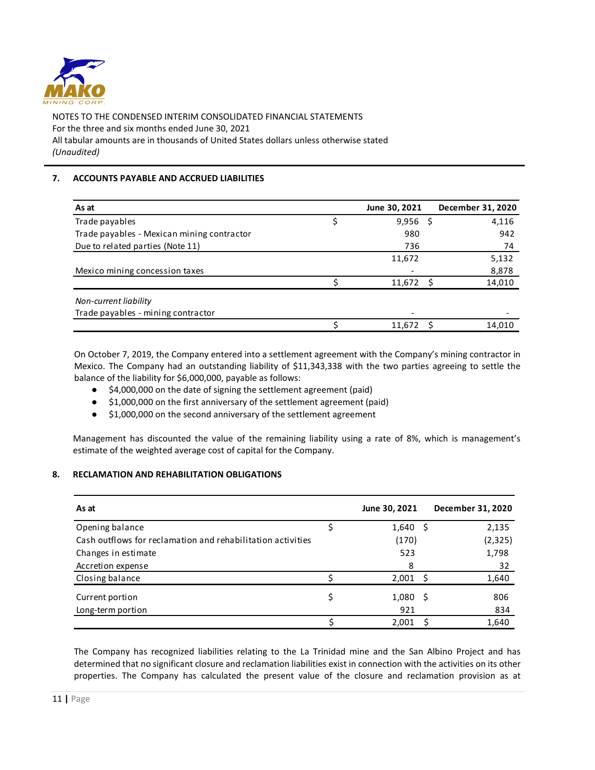NOTES TO THE CONDENSED INTERIM CONSOLIDATED FINANCIAL STATEMENTS
For the three and six months ended June 30, 2021
All tabular amounts are in thousands of United States dollars unless otherwise stated
*(Unaudited)*

## 7. ACCOUNTS PAYABLE AND ACCRUED LIABILITIES

| As at | June 30, 2021 | December 31, 2020 |
|---|---|---|
| Trade payables | $ 9,956 | $ 4,116 |
| Trade payables - Mexican mining contractor | 980 | 942 |
| Due to related parties (Note 11) | 736 | 74 |
| | 11,672 | 5,132 |
| Mexico mining concession taxes | - | 8,878 |
| | $ 11,672 | $ 14,010 |
| *Non-current liability* | | |
| Trade payables - mining contractor | - | - |
| | $ 11,672 | $ 14,010 |

On October 7, 2019, the Company entered into a settlement agreement with the Company's mining contractor in Mexico. The Company had an outstanding liability of $11,343,338 with the two parties agreeing to settle the balance of the liability for $6,000,000, payable as follows:

- $4,000,000 on the date of signing the settlement agreement (paid)
- $1,000,000 on the first anniversary of the settlement agreement (paid)
- $1,000,000 on the second anniversary of the settlement agreement

Management has discounted the value of the remaining liability using a rate of 8%, which is management's estimate of the weighted average cost of capital for the Company.

## 8. RECLAMATION AND REHABILITATION OBLIGATIONS

| As at | June 30, 2021 | December 31, 2020 |
|---|---|---|
| Opening balance | $ 1,640 | $ 2,135 |
| Cash outflows for reclamation and rehabilitation activities | (170) | (2,325) |
| Changes in estimate | 523 | 1,798 |
| Accretion expense | 8 | 32 |
| Closing balance | $ 2,001 | $ 1,640 |
| Current portion | $ 1,080 | $ 806 |
| Long-term portion | 921 | 834 |
| | $ 2,001 | $ 1,640 |

The Company has recognized liabilities relating to the La Trinidad mine and the San Albino Project and has determined that no significant closure and reclamation liabilities exist in connection with the activities on its other properties. The Company has calculated the present value of the closure and reclamation provision as at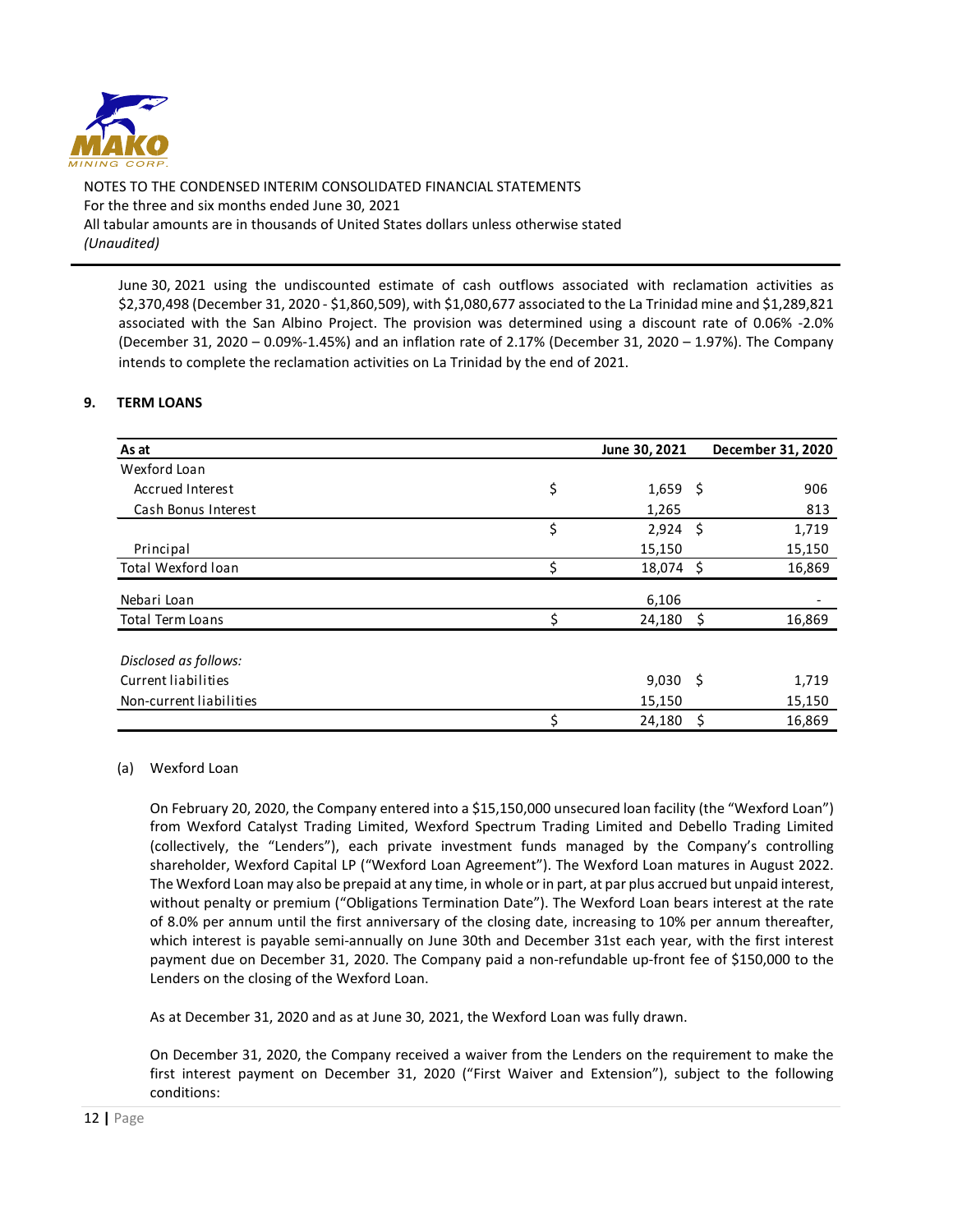June 30, 2021 using the undiscounted estimate of cash outflows associated with reclamation activities as $2,370,498 (December 31, 2020 - $1,860,509), with $1,080,677 associated to the La Trinidad mine and $1,289,821 associated with the San Albino Project. The provision was determined using a discount rate of 0.06% -2.0% (December 31, 2020 – 0.09%-1.45%) and an inflation rate of 2.17% (December 31, 2020 – 1.97%). The Company intends to complete the reclamation activities on La Trinidad by the end of 2021.

## 9. TERM LOANS

| As at | | June 30, 2021 | | December 31, 2020 |
|---|---|---|---|---|
| Wexford Loan | | | | |
| Accrued Interest | $ | 1,659 | $ | 906 |
| Cash Bonus Interest | | 1,265 | | 813 |
| | $ | 2,924 | $ | 1,719 |
| Principal | | 15,150 | | 15,150 |
| Total Wexford loan | $ | 18,074 | $ | 16,869 |
| Nebari Loan | | 6,106 | | - |
| Total Term Loans | $ | 24,180 | $ | 16,869 |
| *Disclosed as follows:* | | | | |
| Current liabilities | | 9,030 | $ | 1,719 |
| Non-current liabilities | | 15,150 | | 15,150 |
| | $ | 24,180 | $ | 16,869 |

(a) Wexford Loan

On February 20, 2020, the Company entered into a $15,150,000 unsecured loan facility (the "Wexford Loan") from Wexford Catalyst Trading Limited, Wexford Spectrum Trading Limited and Debello Trading Limited (collectively, the "Lenders"), each private investment funds managed by the Company's controlling shareholder, Wexford Capital LP ("Wexford Loan Agreement"). The Wexford Loan matures in August 2022. The Wexford Loan may also be prepaid at any time, in whole or in part, at par plus accrued but unpaid interest, without penalty or premium ("Obligations Termination Date"). The Wexford Loan bears interest at the rate of 8.0% per annum until the first anniversary of the closing date, increasing to 10% per annum thereafter, which interest is payable semi-annually on June 30th and December 31st each year, with the first interest payment due on December 31, 2020. The Company paid a non-refundable up-front fee of $150,000 to the Lenders on the closing of the Wexford Loan.

As at December 31, 2020 and as at June 30, 2021, the Wexford Loan was fully drawn.

On December 31, 2020, the Company received a waiver from the Lenders on the requirement to make the first interest payment on December 31, 2020 ("First Waiver and Extension"), subject to the following conditions: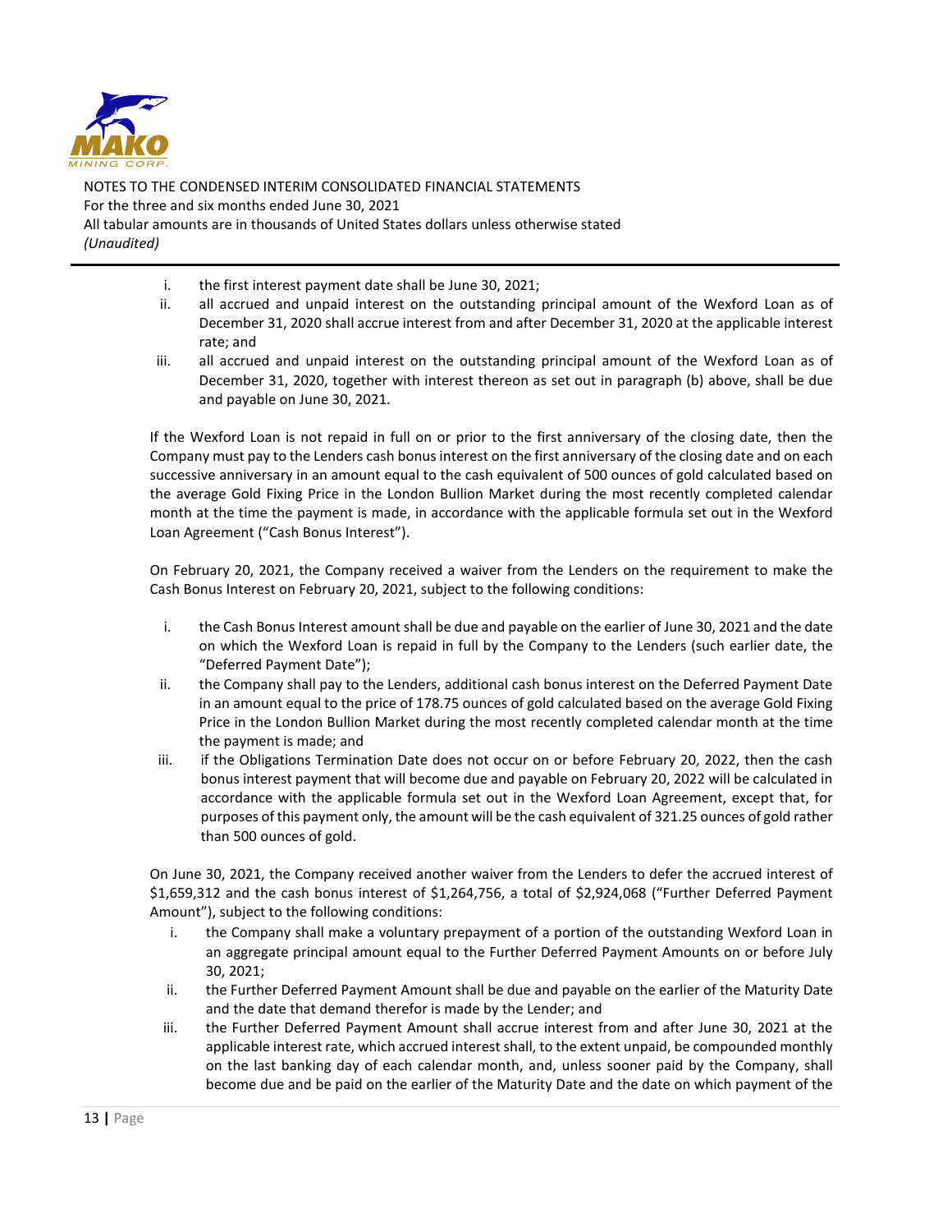i. the first interest payment date shall be June 30, 2021;
ii. all accrued and unpaid interest on the outstanding principal amount of the Wexford Loan as of December 31, 2020 shall accrue interest from and after December 31, 2020 at the applicable interest rate; and
iii. all accrued and unpaid interest on the outstanding principal amount of the Wexford Loan as of December 31, 2020, together with interest thereon as set out in paragraph (b) above, shall be due and payable on June 30, 2021.

If the Wexford Loan is not repaid in full on or prior to the first anniversary of the closing date, then the Company must pay to the Lenders cash bonus interest on the first anniversary of the closing date and on each successive anniversary in an amount equal to the cash equivalent of 500 ounces of gold calculated based on the average Gold Fixing Price in the London Bullion Market during the most recently completed calendar month at the time the payment is made, in accordance with the applicable formula set out in the Wexford Loan Agreement ("Cash Bonus Interest").

On February 20, 2021, the Company received a waiver from the Lenders on the requirement to make the Cash Bonus Interest on February 20, 2021, subject to the following conditions:

i. the Cash Bonus Interest amount shall be due and payable on the earlier of June 30, 2021 and the date on which the Wexford Loan is repaid in full by the Company to the Lenders (such earlier date, the "Deferred Payment Date");
ii. the Company shall pay to the Lenders, additional cash bonus interest on the Deferred Payment Date in an amount equal to the price of 178.75 ounces of gold calculated based on the average Gold Fixing Price in the London Bullion Market during the most recently completed calendar month at the time the payment is made; and
iii. if the Obligations Termination Date does not occur on or before February 20, 2022, then the cash bonus interest payment that will become due and payable on February 20, 2022 will be calculated in accordance with the applicable formula set out in the Wexford Loan Agreement, except that, for purposes of this payment only, the amount will be the cash equivalent of 321.25 ounces of gold rather than 500 ounces of gold.

On June 30, 2021, the Company received another waiver from the Lenders to defer the accrued interest of $1,659,312 and the cash bonus interest of $1,264,756, a total of $2,924,068 ("Further Deferred Payment Amount"), subject to the following conditions:

i. the Company shall make a voluntary prepayment of a portion of the outstanding Wexford Loan in an aggregate principal amount equal to the Further Deferred Payment Amounts on or before July 30, 2021;
ii. the Further Deferred Payment Amount shall be due and payable on the earlier of the Maturity Date and the date that demand therefor is made by the Lender; and
iii. the Further Deferred Payment Amount shall accrue interest from and after June 30, 2021 at the applicable interest rate, which accrued interest shall, to the extent unpaid, be compounded monthly on the last banking day of each calendar month, and, unless sooner paid by the Company, shall become due and be paid on the earlier of the Maturity Date and the date on which payment of the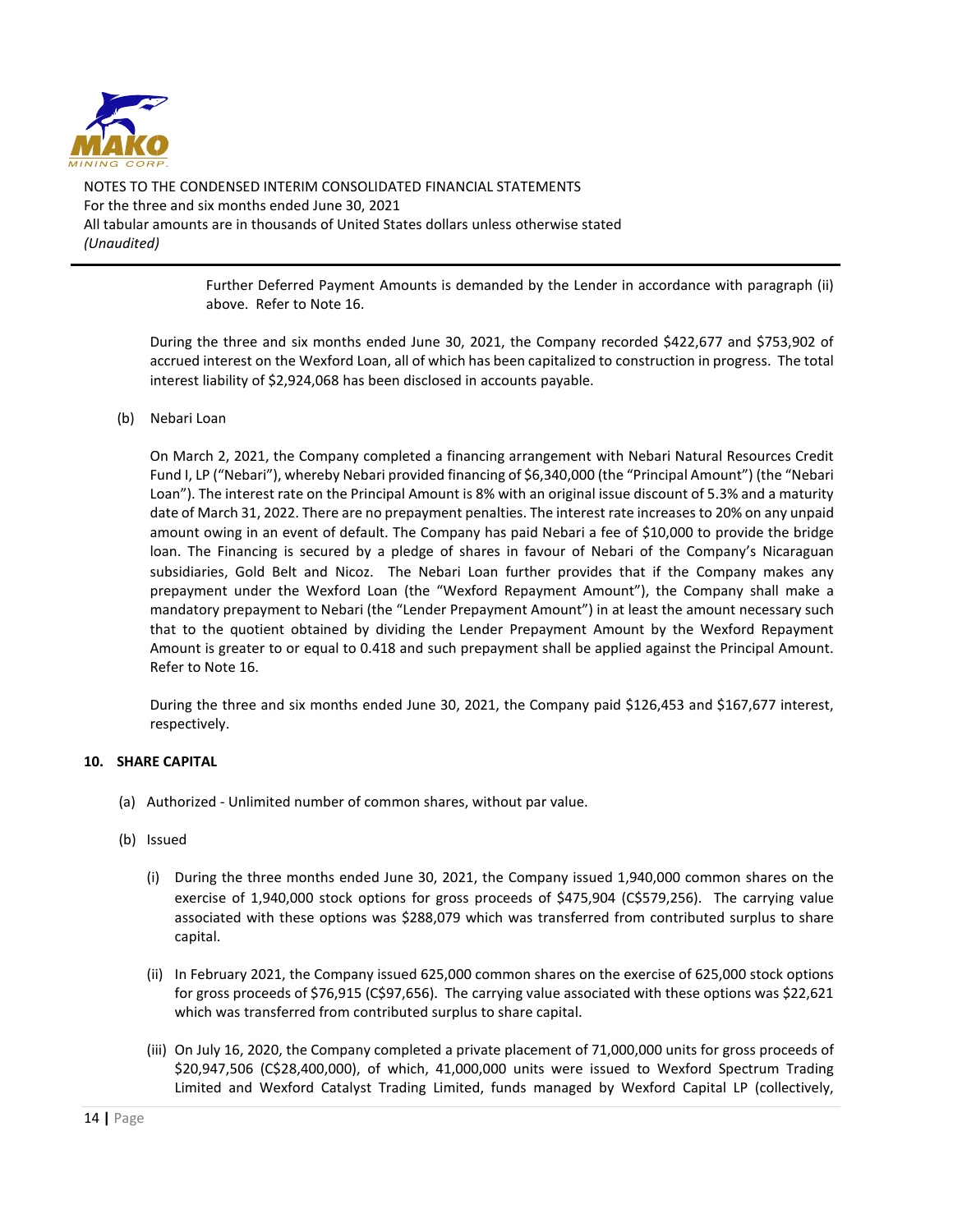Further Deferred Payment Amounts is demanded by the Lender in accordance with paragraph (ii) above. Refer to Note 16.

During the three and six months ended June 30, 2021, the Company recorded $422,677 and $753,902 of accrued interest on the Wexford Loan, all of which has been capitalized to construction in progress. The total interest liability of $2,924,068 has been disclosed in accounts payable.

(b) Nebari Loan

On March 2, 2021, the Company completed a financing arrangement with Nebari Natural Resources Credit Fund I, LP ("Nebari"), whereby Nebari provided financing of $6,340,000 (the "Principal Amount") (the "Nebari Loan"). The interest rate on the Principal Amount is 8% with an original issue discount of 5.3% and a maturity date of March 31, 2022. There are no prepayment penalties. The interest rate increases to 20% on any unpaid amount owing in an event of default. The Company has paid Nebari a fee of $10,000 to provide the bridge loan. The Financing is secured by a pledge of shares in favour of Nebari of the Company's Nicaraguan subsidiaries, Gold Belt and Nicoz. The Nebari Loan further provides that if the Company makes any prepayment under the Wexford Loan (the "Wexford Repayment Amount"), the Company shall make a mandatory prepayment to Nebari (the "Lender Prepayment Amount") in at least the amount necessary such that to the quotient obtained by dividing the Lender Prepayment Amount by the Wexford Repayment Amount is greater to or equal to 0.418 and such prepayment shall be applied against the Principal Amount. Refer to Note 16.

During the three and six months ended June 30, 2021, the Company paid $126,453 and $167,677 interest, respectively.

**10. SHARE CAPITAL**

(a) Authorized - Unlimited number of common shares, without par value.

(b) Issued

(i) During the three months ended June 30, 2021, the Company issued 1,940,000 common shares on the exercise of 1,940,000 stock options for gross proceeds of $475,904 (C$579,256). The carrying value associated with these options was $288,079 which was transferred from contributed surplus to share capital.

(ii) In February 2021, the Company issued 625,000 common shares on the exercise of 625,000 stock options for gross proceeds of $76,915 (C$97,656). The carrying value associated with these options was $22,621 which was transferred from contributed surplus to share capital.

(iii) On July 16, 2020, the Company completed a private placement of 71,000,000 units for gross proceeds of $20,947,506 (C$28,400,000), of which, 41,000,000 units were issued to Wexford Spectrum Trading Limited and Wexford Catalyst Trading Limited, funds managed by Wexford Capital LP (collectively,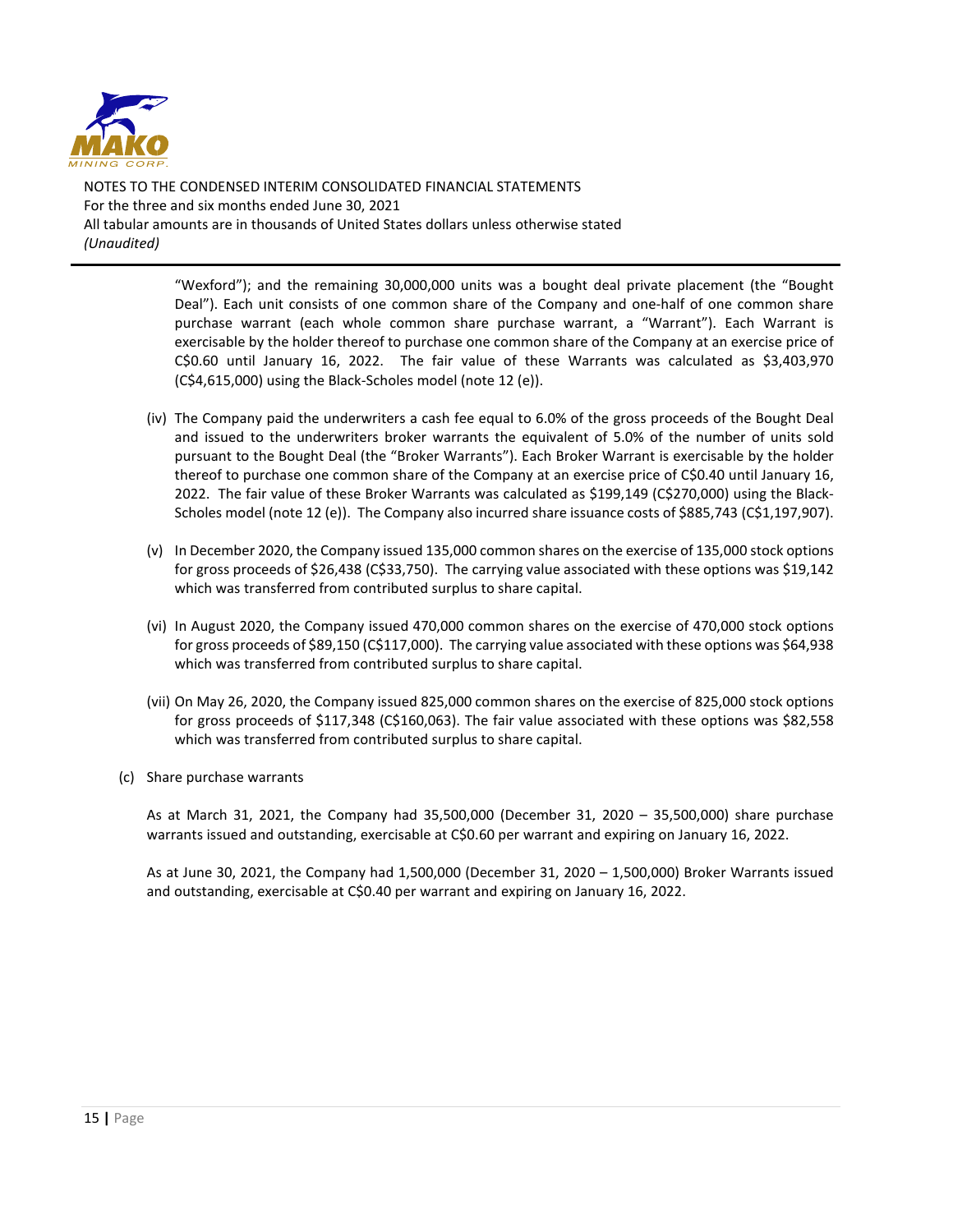"Wexford"); and the remaining 30,000,000 units was a bought deal private placement (the "Bought Deal"). Each unit consists of one common share of the Company and one-half of one common share purchase warrant (each whole common share purchase warrant, a "Warrant"). Each Warrant is exercisable by the holder thereof to purchase one common share of the Company at an exercise price of C$0.60 until January 16, 2022. The fair value of these Warrants was calculated as $3,403,970 (C$4,615,000) using the Black-Scholes model (note 12 (e)).

(iv) The Company paid the underwriters a cash fee equal to 6.0% of the gross proceeds of the Bought Deal and issued to the underwriters broker warrants the equivalent of 5.0% of the number of units sold pursuant to the Bought Deal (the "Broker Warrants"). Each Broker Warrant is exercisable by the holder thereof to purchase one common share of the Company at an exercise price of C$0.40 until January 16, 2022. The fair value of these Broker Warrants was calculated as $199,149 (C$270,000) using the Black-Scholes model (note 12 (e)). The Company also incurred share issuance costs of $885,743 (C$1,197,907).

(v) In December 2020, the Company issued 135,000 common shares on the exercise of 135,000 stock options for gross proceeds of $26,438 (C$33,750). The carrying value associated with these options was $19,142 which was transferred from contributed surplus to share capital.

(vi) In August 2020, the Company issued 470,000 common shares on the exercise of 470,000 stock options for gross proceeds of $89,150 (C$117,000). The carrying value associated with these options was $64,938 which was transferred from contributed surplus to share capital.

(vii) On May 26, 2020, the Company issued 825,000 common shares on the exercise of 825,000 stock options for gross proceeds of $117,348 (C$160,063). The fair value associated with these options was $82,558 which was transferred from contributed surplus to share capital.

(c) Share purchase warrants

As at March 31, 2021, the Company had 35,500,000 (December 31, 2020 – 35,500,000) share purchase warrants issued and outstanding, exercisable at C$0.60 per warrant and expiring on January 16, 2022.

As at June 30, 2021, the Company had 1,500,000 (December 31, 2020 – 1,500,000) Broker Warrants issued and outstanding, exercisable at C$0.40 per warrant and expiring on January 16, 2022.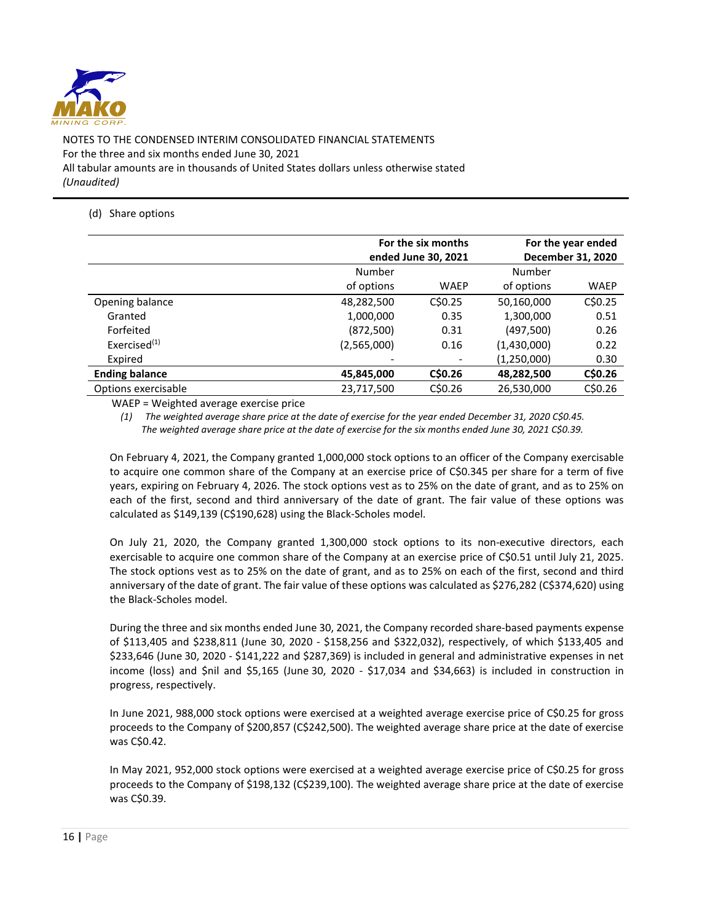NOTES TO THE CONDENSED INTERIM CONSOLIDATED FINANCIAL STATEMENTS
For the three and six months ended June 30, 2021
All tabular amounts are in thousands of United States dollars unless otherwise stated
*(Unaudited)*

(d) Share options

| | For the six months ended June 30, 2021 | | For the year ended December 31, 2020 | |
|---|---|---|---|---|
| | Number of options | WAEP | Number of options | WAEP |
| Opening balance | 48,282,500 | C$0.25 | 50,160,000 | C$0.25 |
| Granted | 1,000,000 | 0.35 | 1,300,000 | 0.51 |
| Forfeited | (872,500) | 0.31 | (497,500) | 0.26 |
| Exercised(1) | (2,565,000) | 0.16 | (1,430,000) | 0.22 |
| Expired | - | - | (1,250,000) | 0.30 |
| **Ending balance** | **45,845,000** | **C$0.26** | **48,282,500** | **C$0.26** |
| Options exercisable | 23,717,500 | C$0.26 | 26,530,000 | C$0.26 |

WAEP = Weighted average exercise price

*(1) The weighted average share price at the date of exercise for the year ended December 31, 2020 C$0.45. The weighted average share price at the date of exercise for the six months ended June 30, 2021 C$0.39.*

On February 4, 2021, the Company granted 1,000,000 stock options to an officer of the Company exercisable to acquire one common share of the Company at an exercise price of C$0.345 per share for a term of five years, expiring on February 4, 2026. The stock options vest as to 25% on the date of grant, and as to 25% on each of the first, second and third anniversary of the date of grant. The fair value of these options was calculated as $149,139 (C$190,628) using the Black-Scholes model.

On July 21, 2020, the Company granted 1,300,000 stock options to its non-executive directors, each exercisable to acquire one common share of the Company at an exercise price of C$0.51 until July 21, 2025. The stock options vest as to 25% on the date of grant, and as to 25% on each of the first, second and third anniversary of the date of grant. The fair value of these options was calculated as $276,282 (C$374,620) using the Black-Scholes model.

During the three and six months ended June 30, 2021, the Company recorded share-based payments expense of $113,405 and $238,811 (June 30, 2020 - $158,256 and $322,032), respectively, of which $133,405 and $233,646 (June 30, 2020 - $141,222 and $287,369) is included in general and administrative expenses in net income (loss) and $nil and $5,165 (June 30, 2020 - $17,034 and $34,663) is included in construction in progress, respectively.

In June 2021, 988,000 stock options were exercised at a weighted average exercise price of C$0.25 for gross proceeds to the Company of $200,857 (C$242,500). The weighted average share price at the date of exercise was C$0.42.

In May 2021, 952,000 stock options were exercised at a weighted average exercise price of C$0.25 for gross proceeds to the Company of $198,132 (C$239,100). The weighted average share price at the date of exercise was C$0.39.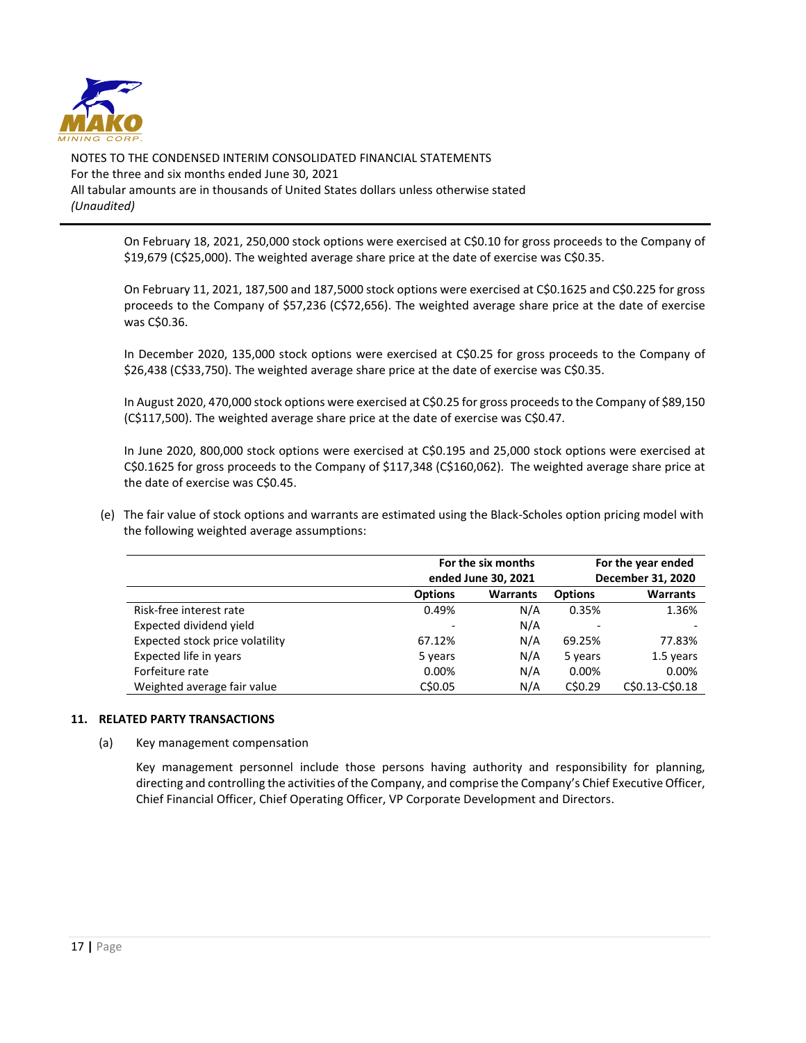On February 18, 2021, 250,000 stock options were exercised at C$0.10 for gross proceeds to the Company of $19,679 (C$25,000). The weighted average share price at the date of exercise was C$0.35.

On February 11, 2021, 187,500 and 187,5000 stock options were exercised at C$0.1625 and C$0.225 for gross proceeds to the Company of $57,236 (C$72,656). The weighted average share price at the date of exercise was C$0.36.

In December 2020, 135,000 stock options were exercised at C$0.25 for gross proceeds to the Company of $26,438 (C$33,750). The weighted average share price at the date of exercise was C$0.35.

In August 2020, 470,000 stock options were exercised at C$0.25 for gross proceeds to the Company of $89,150 (C$117,500). The weighted average share price at the date of exercise was C$0.47.

In June 2020, 800,000 stock options were exercised at C$0.195 and 25,000 stock options were exercised at C$0.1625 for gross proceeds to the Company of $117,348 (C$160,062). The weighted average share price at the date of exercise was C$0.45.

(e) The fair value of stock options and warrants are estimated using the Black-Scholes option pricing model with the following weighted average assumptions:

| | For the six months ended June 30, 2021 | | For the year ended December 31, 2020 | |
|---|---|---|---|---|
| | **Options** | **Warrants** | **Options** | **Warrants** |
| Risk-free interest rate | 0.49% | N/A | 0.35% | 1.36% |
| Expected dividend yield | - | N/A | - | - |
| Expected stock price volatility | 67.12% | N/A | 69.25% | 77.83% |
| Expected life in years | 5 years | N/A | 5 years | 1.5 years |
| Forfeiture rate | 0.00% | N/A | 0.00% | 0.00% |
| Weighted average fair value | C$0.05 | N/A | C$0.29 | C$0.13-C$0.18 |

## 11. RELATED PARTY TRANSACTIONS

(a) Key management compensation

Key management personnel include those persons having authority and responsibility for planning, directing and controlling the activities of the Company, and comprise the Company's Chief Executive Officer, Chief Financial Officer, Chief Operating Officer, VP Corporate Development and Directors.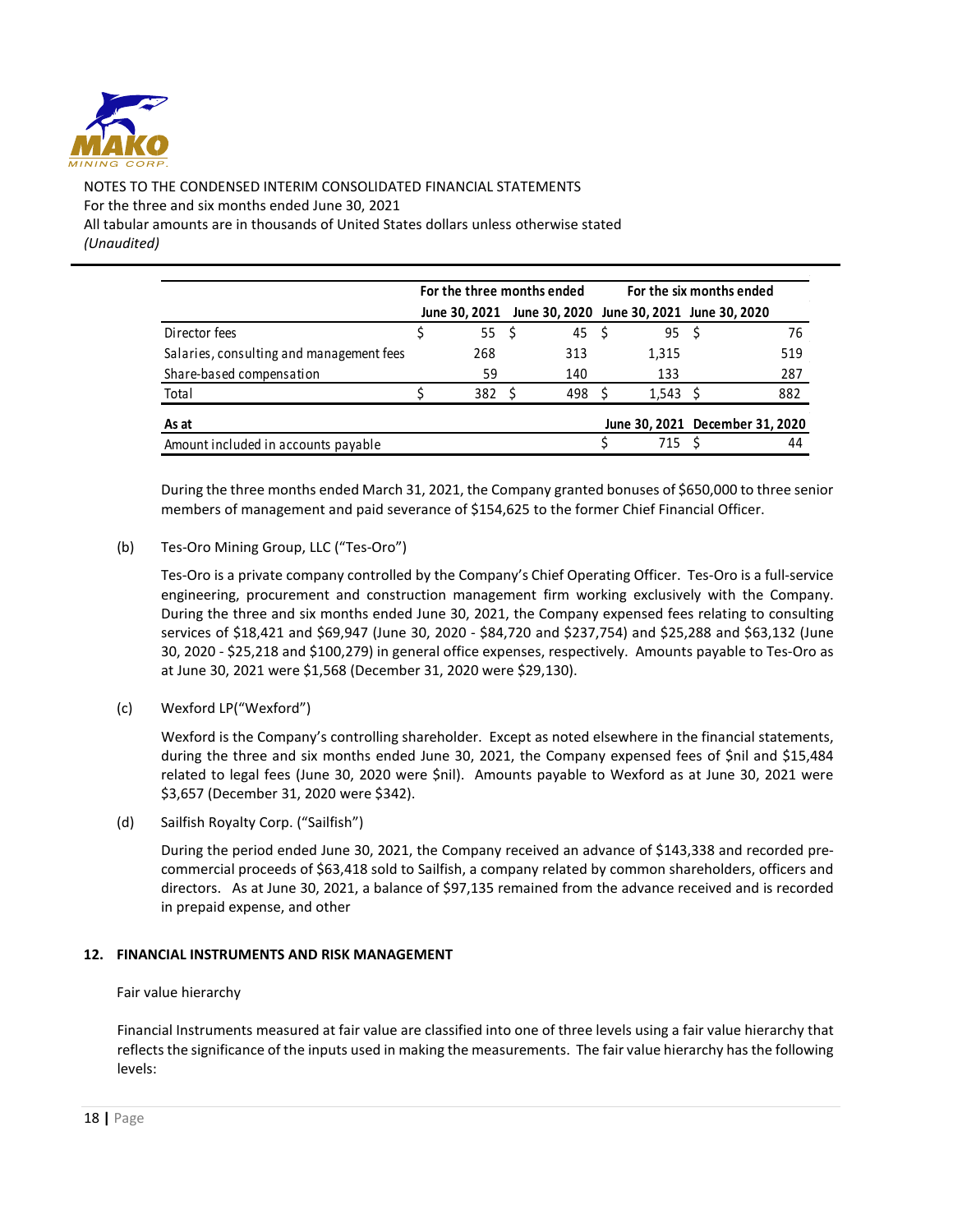NOTES TO THE CONDENSED INTERIM CONSOLIDATED FINANCIAL STATEMENTS
For the three and six months ended June 30, 2021
All tabular amounts are in thousands of United States dollars unless otherwise stated
*(Unaudited)*

| | For the three months ended | | For the six months ended | |
|---|---|---|---|---|
| | June 30, 2021 | June 30, 2020 | June 30, 2021 | June 30, 2020 |
| Director fees | $ 55 | $ 45 | $ 95 | $ 76 |
| Salaries, consulting and management fees | 268 | 313 | 1,315 | 519 |
| Share-based compensation | 59 | 140 | 133 | 287 |
| Total | $ 382 | $ 498 | $ 1,543 | $ 882 |

| As at | June 30, 2021 | December 31, 2020 |
|---|---|---|
| Amount included in accounts payable | $ 715 | $ 44 |

During the three months ended March 31, 2021, the Company granted bonuses of $650,000 to three senior members of management and paid severance of $154,625 to the former Chief Financial Officer.

(b) Tes-Oro Mining Group, LLC ("Tes-Oro")

Tes-Oro is a private company controlled by the Company's Chief Operating Officer. Tes-Oro is a full-service engineering, procurement and construction management firm working exclusively with the Company. During the three and six months ended June 30, 2021, the Company expensed fees relating to consulting services of $18,421 and $69,947 (June 30, 2020 - $84,720 and $237,754) and $25,288 and $63,132 (June 30, 2020 - $25,218 and $100,279) in general office expenses, respectively. Amounts payable to Tes-Oro as at June 30, 2021 were $1,568 (December 31, 2020 were $29,130).

(c) Wexford LP("Wexford")

Wexford is the Company's controlling shareholder. Except as noted elsewhere in the financial statements, during the three and six months ended June 30, 2021, the Company expensed fees of $nil and $15,484 related to legal fees (June 30, 2020 were $nil). Amounts payable to Wexford as at June 30, 2021 were $3,657 (December 31, 2020 were $342).

(d) Sailfish Royalty Corp. ("Sailfish")

During the period ended June 30, 2021, the Company received an advance of $143,338 and recorded pre-commercial proceeds of $63,418 sold to Sailfish, a company related by common shareholders, officers and directors. As at June 30, 2021, a balance of $97,135 remained from the advance received and is recorded in prepaid expense, and other

## 12. FINANCIAL INSTRUMENTS AND RISK MANAGEMENT

Fair value hierarchy

Financial Instruments measured at fair value are classified into one of three levels using a fair value hierarchy that reflects the significance of the inputs used in making the measurements. The fair value hierarchy has the following levels: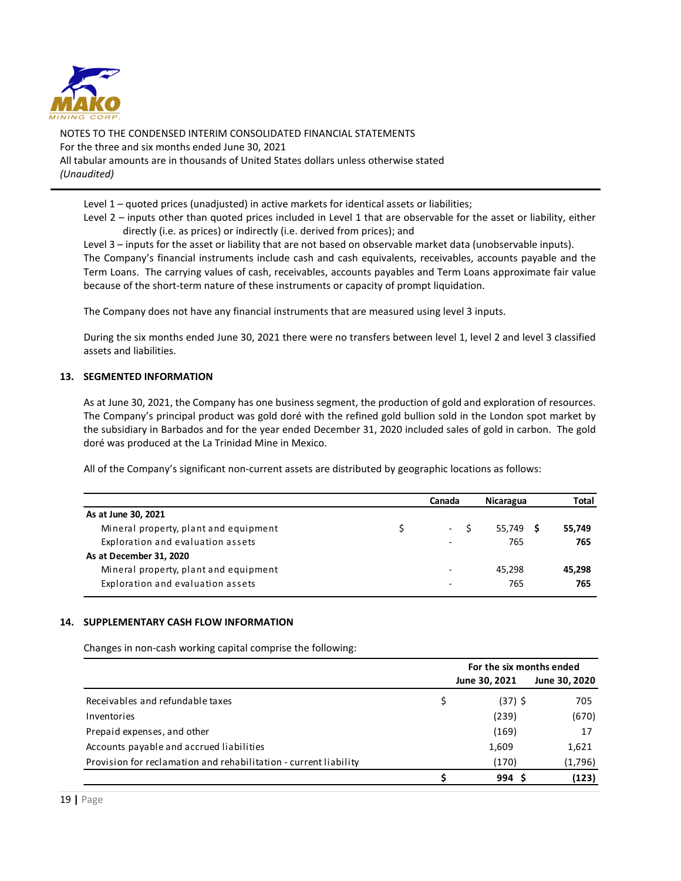Level 1 – quoted prices (unadjusted) in active markets for identical assets or liabilities;

Level 2 – inputs other than quoted prices included in Level 1 that are observable for the asset or liability, either directly (i.e. as prices) or indirectly (i.e. derived from prices); and

Level 3 – inputs for the asset or liability that are not based on observable market data (unobservable inputs).

The Company's financial instruments include cash and cash equivalents, receivables, accounts payable and the Term Loans. The carrying values of cash, receivables, accounts payables and Term Loans approximate fair value because of the short-term nature of these instruments or capacity of prompt liquidation.

The Company does not have any financial instruments that are measured using level 3 inputs.

During the six months ended June 30, 2021 there were no transfers between level 1, level 2 and level 3 classified assets and liabilities.

## 13. SEGMENTED INFORMATION

As at June 30, 2021, the Company has one business segment, the production of gold and exploration of resources. The Company's principal product was gold doré with the refined gold bullion sold in the London spot market by the subsidiary in Barbados and for the year ended December 31, 2020 included sales of gold in carbon. The gold doré was produced at the La Trinidad Mine in Mexico.

All of the Company's significant non-current assets are distributed by geographic locations as follows:

| | Canada | Nicaragua | Total |
|---|---|---|---|
| **As at June 30, 2021** | | | |
| Mineral property, plant and equipment | $ - | $ 55,749 | **$ 55,749** |
| Exploration and evaluation assets | - | 765 | **765** |
| **As at December 31, 2020** | | | |
| Mineral property, plant and equipment | - | 45,298 | **45,298** |
| Exploration and evaluation assets | - | 765 | **765** |

## 14. SUPPLEMENTARY CASH FLOW INFORMATION

Changes in non-cash working capital comprise the following:

| | For the six months ended | |
|---|---|---|
| | June 30, 2021 | June 30, 2020 |
| Receivables and refundable taxes | $ (37) | $ 705 |
| Inventories | (239) | (670) |
| Prepaid expenses, and other | (169) | 17 |
| Accounts payable and accrued liabilities | 1,609 | 1,621 |
| Provision for reclamation and rehabilitation - current liability | (170) | (1,796) |
| | **$ 994** | **$ (123)** |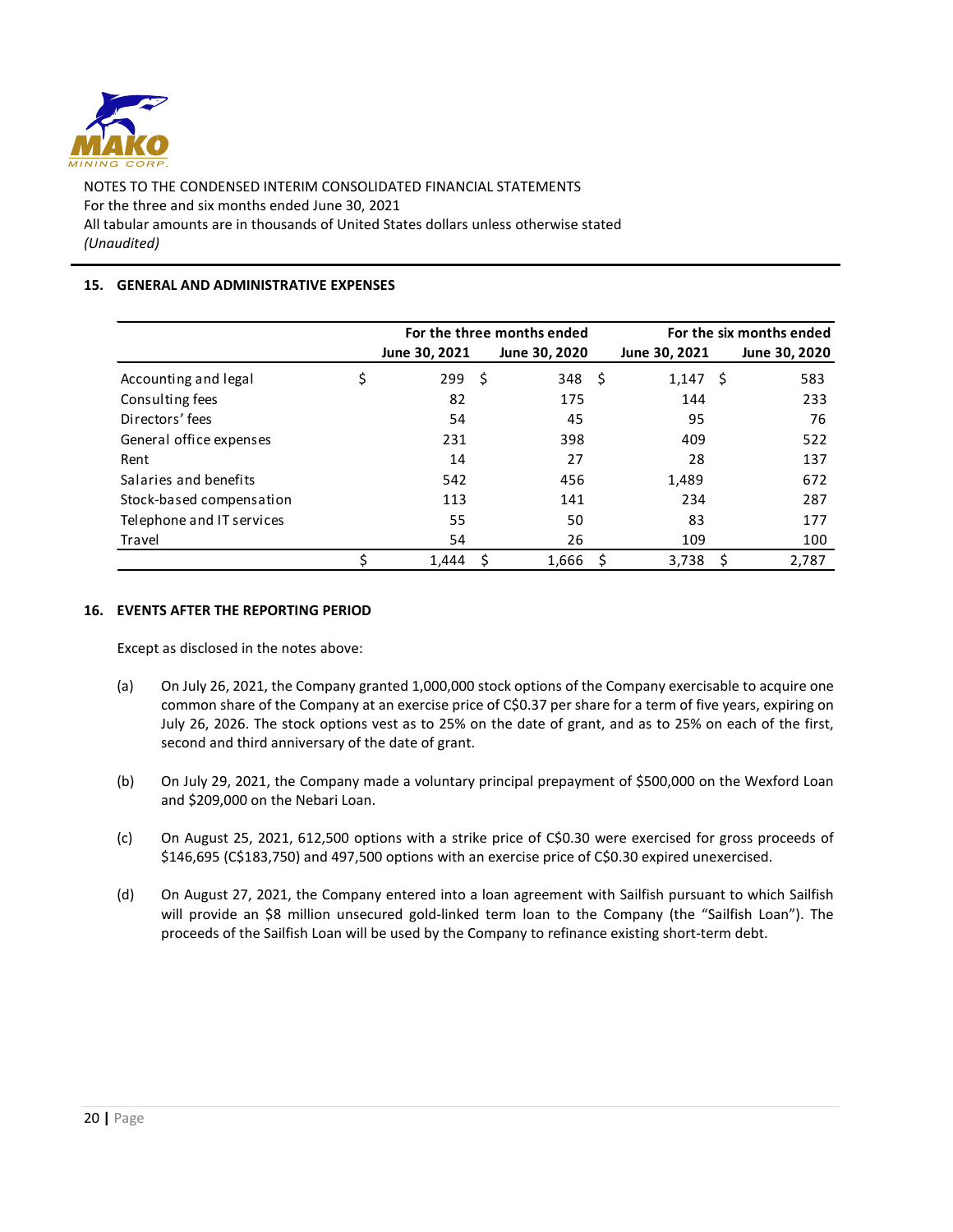NOTES TO THE CONDENSED INTERIM CONSOLIDATED FINANCIAL STATEMENTS
For the three and six months ended June 30, 2021
All tabular amounts are in thousands of United States dollars unless otherwise stated
*(Unaudited)*

## 15. GENERAL AND ADMINISTRATIVE EXPENSES

| | For the three months ended | | For the six months ended | |
|---|---|---|---|---|
| | June 30, 2021 | June 30, 2020 | June 30, 2021 | June 30, 2020 |
| Accounting and legal | $ 299 | $ 348 | $ 1,147 | $ 583 |
| Consulting fees | 82 | 175 | 144 | 233 |
| Directors' fees | 54 | 45 | 95 | 76 |
| General office expenses | 231 | 398 | 409 | 522 |
| Rent | 14 | 27 | 28 | 137 |
| Salaries and benefits | 542 | 456 | 1,489 | 672 |
| Stock-based compensation | 113 | 141 | 234 | 287 |
| Telephone and IT services | 55 | 50 | 83 | 177 |
| Travel | 54 | 26 | 109 | 100 |
| | $ 1,444 | $ 1,666 | $ 3,738 | $ 2,787 |

## 16. EVENTS AFTER THE REPORTING PERIOD

Except as disclosed in the notes above:

(a) On July 26, 2021, the Company granted 1,000,000 stock options of the Company exercisable to acquire one common share of the Company at an exercise price of C$0.37 per share for a term of five years, expiring on July 26, 2026. The stock options vest as to 25% on the date of grant, and as to 25% on each of the first, second and third anniversary of the date of grant.

(b) On July 29, 2021, the Company made a voluntary principal prepayment of $500,000 on the Wexford Loan and $209,000 on the Nebari Loan.

(c) On August 25, 2021, 612,500 options with a strike price of C$0.30 were exercised for gross proceeds of $146,695 (C$183,750) and 497,500 options with an exercise price of C$0.30 expired unexercised.

(d) On August 27, 2021, the Company entered into a loan agreement with Sailfish pursuant to which Sailfish will provide an $8 million unsecured gold-linked term loan to the Company (the "Sailfish Loan"). The proceeds of the Sailfish Loan will be used by the Company to refinance existing short-term debt.